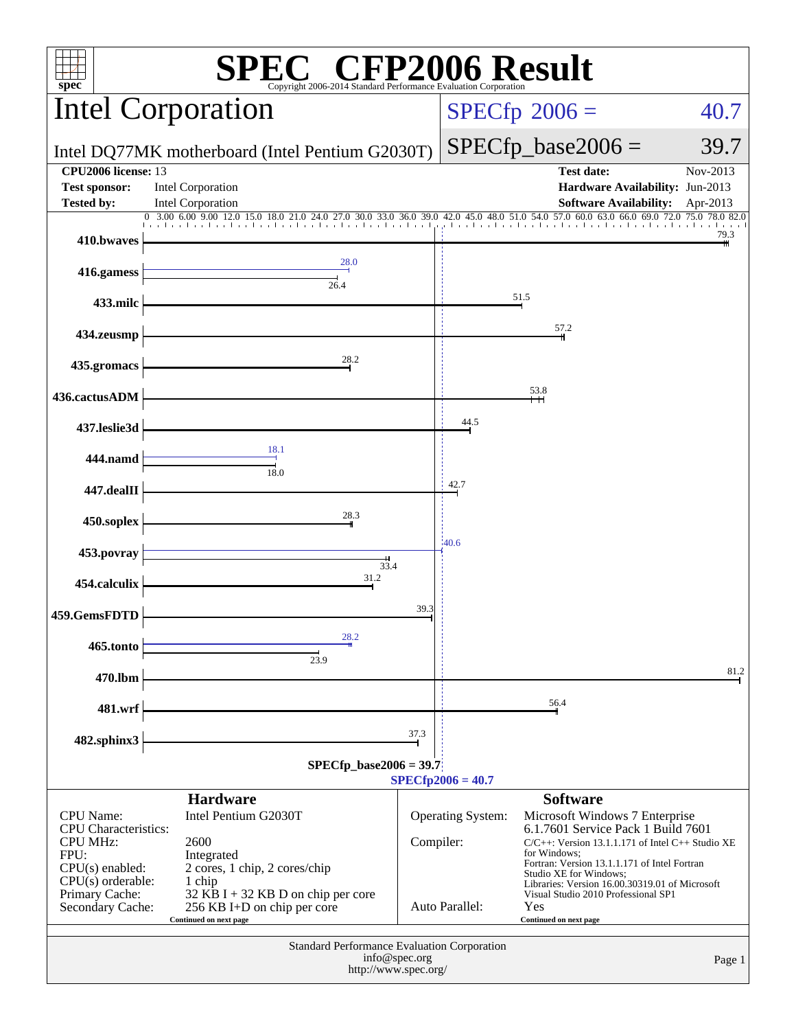# SPEC CFP2006 Result

Copyright 2006-2014 Standard Performance Evaluation Corporation

## Intel Corporation

Intel DQ77MK motherboard (Intel Pentium G2030T)

SPECfp 2006 = 40.7

SPECfp_base2006 = 39.7

| | | | |
|---|---|---|---|
| **CPU2006 license:** 13 | | **Test date:** | Nov-2013 |
| **Test sponsor:** | Intel Corporation | **Hardware Availability:** | Jun-2013 |
| **Tested by:** | Intel Corporation | **Software Availability:** | Apr-2013 |

| Benchmark | Peak | Base |
|---|---|---|
| 410.bwaves | | 79.3 |
| 416.gamess | 28.0 | 26.4 |
| 433.milc | | 51.5 |
| 434.zeusmp | | 57.2 |
| 435.gromacs | | 28.2 |
| 436.cactusADM | | 53.8 |
| 437.leslie3d | | 44.5 |
| 444.namd | 18.1 | 18.0 |
| 447.dealII | | 42.7 |
| 450.soplex | | 28.3 |
| 453.povray | 40.6 | 33.4 |
| 454.calculix | | 31.2 |
| 459.GemsFDTD | | 39.3 |
| 465.tonto | 28.2 | 23.9 |
| 470.lbm | | 81.2 |
| 481.wrf | | 56.4 |
| 482.sphinx3 | | 37.3 |

SPECfp_base2006 = 39.7

SPECfp2006 = 40.7

### Hardware

| | |
|---|---|
| CPU Name: | Intel Pentium G2030T |
| CPU Characteristics: | |
| CPU MHz: | 2600 |
| FPU: | Integrated |
| CPU(s) enabled: | 2 cores, 1 chip, 2 cores/chip |
| CPU(s) orderable: | 1 chip |
| Primary Cache: | 32 KB I + 32 KB D on chip per core |
| Secondary Cache: | 256 KB I+D on chip per core |

Continued on next page

### Software

| | |
|---|---|
| Operating System: | Microsoft Windows 7 Enterprise 6.1.7601 Service Pack 1 Build 7601 |
| Compiler: | C/C++: Version 13.1.1.171 of Intel C++ Studio XE for Windows; Fortran: Version 13.1.1.171 of Intel Fortran Studio XE for Windows; Libraries: Version 16.00.30319.01 of Microsoft Visual Studio 2010 Professional SP1 |
| Auto Parallel: | Yes |

Continued on next page

Standard Performance Evaluation Corporation
info@spec.org
http://www.spec.org/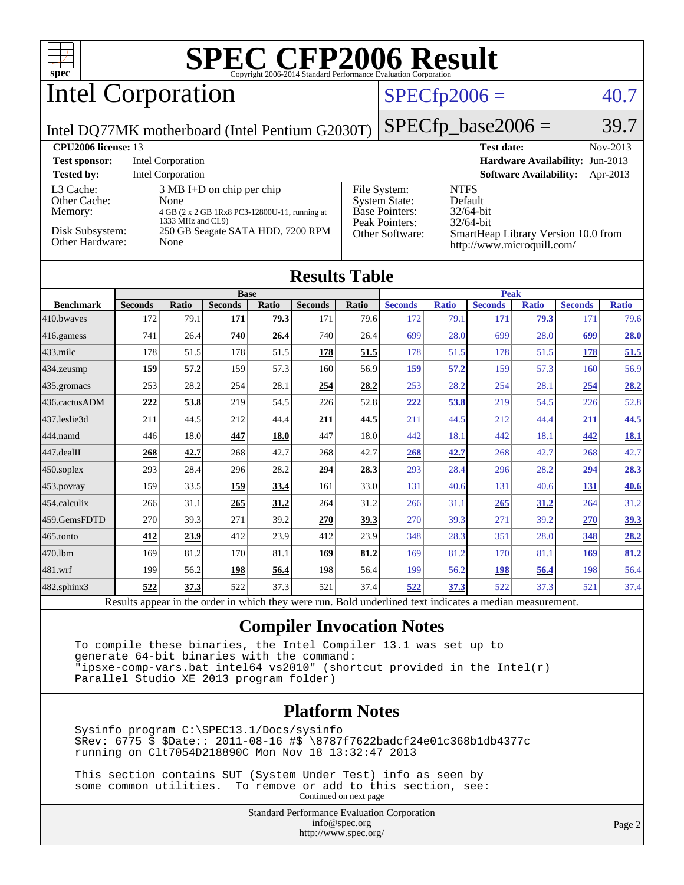# SPEC CFP2006 Result

Copyright 2006-2014 Standard Performance Evaluation Corporation

## Intel Corporation

Intel DQ77MK motherboard (Intel Pentium G2030T)

SPECfp2006 = 40.7

SPECfp_base2006 = 39.7

| | | | |
|---|---|---|---|
| **CPU2006 license:** 13 | | **Test date:** | Nov-2013 |
| **Test sponsor:** | Intel Corporation | **Hardware Availability:** | Jun-2013 |
| **Tested by:** | Intel Corporation | **Software Availability:** | Apr-2013 |

| | | | |
|---|---|---|---|
| L3 Cache: | 3 MB I+D on chip per chip | File System: | NTFS |
| Other Cache: | None | System State: | Default |
| Memory: | 4 GB (2 x 2 GB 1Rx8 PC3-12800U-11, running at 1333 MHz and CL9) | Base Pointers: | 32/64-bit |
| Disk Subsystem: | 250 GB Seagate SATA HDD, 7200 RPM | Peak Pointers: | 32/64-bit |
| Other Hardware: | None | Other Software: | SmartHeap Library Version 10.0 from http://www.microquill.com/ |

## Results Table

| Benchmark | Base | | | | | | Peak | | | | | |
|---|---|---|---|---|---|---|---|---|---|---|---|---|
| | Seconds | Ratio | Seconds | Ratio | Seconds | Ratio | Seconds | Ratio | Seconds | Ratio | Seconds | Ratio |
| 410.bwaves | 172 | 79.1 | **171** | **79.3** | 171 | 79.6 | 172 | 79.1 | **171** | **79.3** | 171 | 79.6 |
| 416.gamess | 741 | 26.4 | **740** | **26.4** | 740 | 26.4 | 699 | 28.0 | 699 | 28.0 | **699** | **28.0** |
| 433.milc | 178 | 51.5 | 178 | 51.5 | **178** | **51.5** | 178 | 51.5 | 178 | 51.5 | **178** | **51.5** |
| 434.zeusmp | **159** | **57.2** | 159 | 57.3 | 160 | 56.9 | **159** | **57.2** | 159 | 57.3 | 160 | 56.9 |
| 435.gromacs | 253 | 28.2 | 254 | 28.1 | **254** | **28.2** | 253 | 28.2 | 254 | 28.1 | **254** | **28.2** |
| 436.cactusADM | **222** | **53.8** | 219 | 54.5 | 226 | 52.8 | **222** | **53.8** | 219 | 54.5 | 226 | 52.8 |
| 437.leslie3d | 211 | 44.5 | 212 | 44.4 | **211** | **44.5** | 211 | 44.5 | 212 | 44.4 | **211** | **44.5** |
| 444.namd | 446 | 18.0 | **447** | **18.0** | 447 | 18.0 | 442 | 18.1 | 442 | 18.1 | **442** | **18.1** |
| 447.dealII | **268** | **42.7** | 268 | 42.7 | 268 | 42.7 | **268** | **42.7** | 268 | 42.7 | 268 | 42.7 |
| 450.soplex | 293 | 28.4 | 296 | 28.2 | **294** | **28.3** | 293 | 28.4 | 296 | 28.2 | **294** | **28.3** |
| 453.povray | 159 | 33.5 | **159** | **33.4** | 161 | 33.0 | 131 | 40.6 | 131 | 40.6 | **131** | **40.6** |
| 454.calculix | 266 | 31.1 | **265** | **31.2** | 264 | 31.2 | 266 | 31.1 | **265** | **31.2** | 264 | 31.2 |
| 459.GemsFDTD | 270 | 39.3 | 271 | 39.2 | **270** | **39.3** | 270 | 39.3 | 271 | 39.2 | **270** | **39.3** |
| 465.tonto | **412** | **23.9** | 412 | 23.9 | 412 | 23.9 | 348 | 28.3 | 351 | 28.0 | **348** | **28.2** |
| 470.lbm | 169 | 81.2 | 170 | 81.1 | **169** | **81.2** | 169 | 81.2 | 170 | 81.1 | **169** | **81.2** |
| 481.wrf | 199 | 56.2 | **198** | **56.4** | 198 | 56.4 | 199 | 56.2 | **198** | **56.4** | 198 | 56.4 |
| 482.sphinx3 | **522** | **37.3** | 522 | 37.3 | 521 | 37.4 | **522** | **37.3** | 522 | 37.3 | 521 | 37.4 |

Results appear in the order in which they were run. Bold underlined text indicates a median measurement.

## Compiler Invocation Notes

```
To compile these binaries, the Intel Compiler 13.1 was set up to
generate 64-bit binaries with the command:
"ipsxe-comp-vars.bat intel64 vs2010" (shortcut provided in the Intel(r)
Parallel Studio XE 2013 program folder)
```

## Platform Notes

```
Sysinfo program C:\SPEC13.1/Docs/sysinfo
$Rev: 6775 $ $Date:: 2011-08-16 #$ \8787f7622badcf24e01c368b1db4377c
running on Clt7054D218890C Mon Nov 18 13:32:47 2013

This section contains SUT (System Under Test) info as seen by
some common utilities.  To remove or add to this section, see:
```

Continued on next page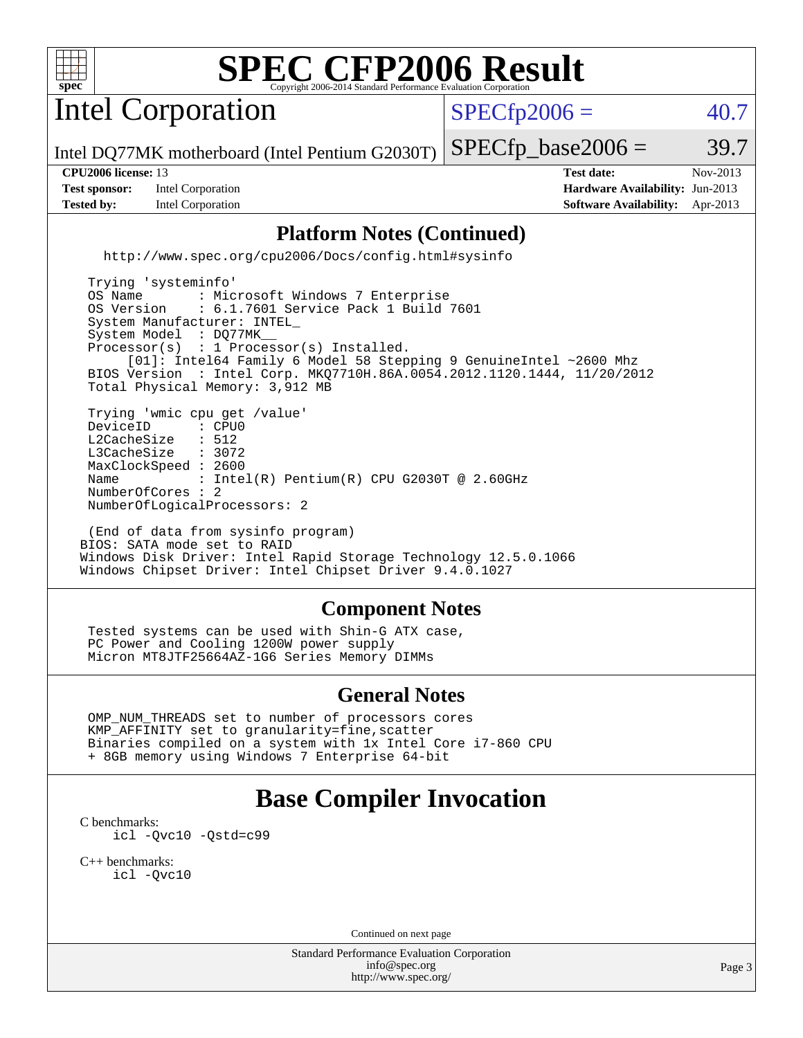# SPEC CFP2006 Result

Copyright 2006-2014 Standard Performance Evaluation Corporation

## Intel Corporation

Intel DQ77MK motherboard (Intel Pentium G2030T)

SPECfp2006 = 40.7

SPECfp_base2006 = 39.7

**CPU2006 license:** 13
**Test sponsor:** Intel Corporation
**Tested by:** Intel Corporation

**Test date:** Nov-2013
**Hardware Availability:** Jun-2013
**Software Availability:** Apr-2013

## Platform Notes (Continued)

```
   http://www.spec.org/cpu2006/Docs/config.html#sysinfo

 Trying 'systeminfo'
 OS Name       : Microsoft Windows 7 Enterprise
 OS Version    : 6.1.7601 Service Pack 1 Build 7601
 System Manufacturer: INTEL_
 System Model  : DQ77MK__
 Processor(s)  : 1 Processor(s) Installed.
      [01]: Intel64 Family 6 Model 58 Stepping 9 GenuineIntel ~2600 Mhz
 BIOS Version  : Intel Corp. MKQ7710H.86A.0054.2012.1120.1444, 11/20/2012
 Total Physical Memory: 3,912 MB

 Trying 'wmic cpu get /value'
 DeviceID      : CPU0
 L2CacheSize   : 512
 L3CacheSize   : 3072
 MaxClockSpeed : 2600
 Name          : Intel(R) Pentium(R) CPU G2030T @ 2.60GHz
 NumberOfCores : 2
 NumberOfLogicalProcessors: 2

 (End of data from sysinfo program)
BIOS: SATA mode set to RAID
Windows Disk Driver: Intel Rapid Storage Technology 12.5.0.1066
Windows Chipset Driver: Intel Chipset Driver 9.4.0.1027
```

## Component Notes

```
Tested systems can be used with Shin-G ATX case,
PC Power and Cooling 1200W power supply
Micron MT8JTF25664AZ-1G6 Series Memory DIMMs
```

## General Notes

```
OMP_NUM_THREADS set to number of processors cores
KMP_AFFINITY set to granularity=fine,scatter
Binaries compiled on a system with 1x Intel Core i7-860 CPU
+ 8GB memory using Windows 7 Enterprise 64-bit
```

## Base Compiler Invocation

C benchmarks:
```
icl -Qvc10 -Qstd=c99
```

C++ benchmarks:
```
icl -Qvc10
```

Continued on next page

Standard Performance Evaluation Corporation
info@spec.org
http://www.spec.org/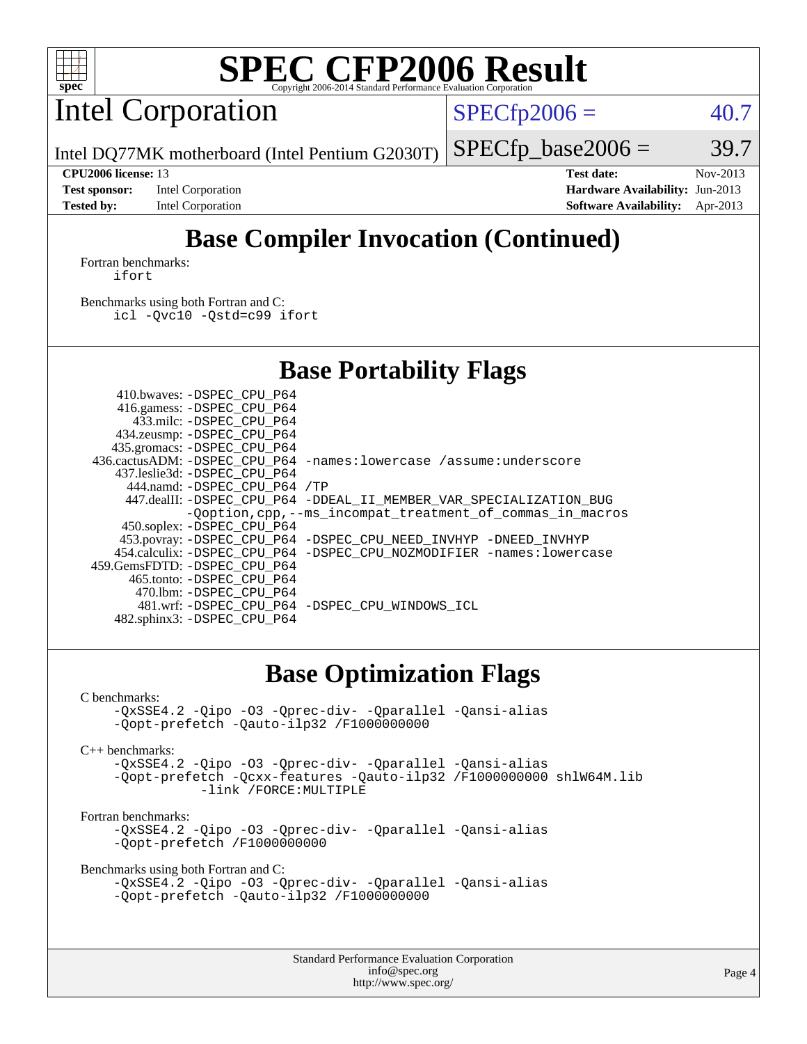# SPEC CFP2006 Result

Copyright 2006-2014 Standard Performance Evaluation Corporation

## Intel Corporation

Intel DQ77MK motherboard (Intel Pentium G2030T)

SPECfp2006 = 40.7

SPECfp_base2006 = 39.7

| | | | |
|---|---|---|---|
| **CPU2006 license:** | 13 | **Test date:** | Nov-2013 |
| **Test sponsor:** | Intel Corporation | **Hardware Availability:** | Jun-2013 |
| **Tested by:** | Intel Corporation | **Software Availability:** | Apr-2013 |

## Base Compiler Invocation (Continued)

Fortran benchmarks:
```
ifort
```

Benchmarks using both Fortran and C:
```
icl -Qvc10 -Qstd=c99 ifort
```

## Base Portability Flags

| | |
|---|---|
| 410.bwaves: | -DSPEC_CPU_P64 |
| 416.gamess: | -DSPEC_CPU_P64 |
| 433.milc: | -DSPEC_CPU_P64 |
| 434.zeusmp: | -DSPEC_CPU_P64 |
| 435.gromacs: | -DSPEC_CPU_P64 |
| 436.cactusADM: | -DSPEC_CPU_P64 -names:lowercase /assume:underscore |
| 437.leslie3d: | -DSPEC_CPU_P64 |
| 444.namd: | -DSPEC_CPU_P64 /TP |
| 447.dealII: | -DSPEC_CPU_P64 -DDEAL_II_MEMBER_VAR_SPECIALIZATION_BUG -Qoption,cpp,--ms_incompat_treatment_of_commas_in_macros |
| 450.soplex: | -DSPEC_CPU_P64 |
| 453.povray: | -DSPEC_CPU_P64 -DSPEC_CPU_NEED_INVHYP -DNEED_INVHYP |
| 454.calculix: | -DSPEC_CPU_P64 -DSPEC_CPU_NOZMODIFIER -names:lowercase |
| 459.GemsFDTD: | -DSPEC_CPU_P64 |
| 465.tonto: | -DSPEC_CPU_P64 |
| 470.lbm: | -DSPEC_CPU_P64 |
| 481.wrf: | -DSPEC_CPU_P64 -DSPEC_CPU_WINDOWS_ICL |
| 482.sphinx3: | -DSPEC_CPU_P64 |

## Base Optimization Flags

C benchmarks:
```
-QxSSE4.2 -Qipo -O3 -Qprec-div- -Qparallel -Qansi-alias
-Qopt-prefetch -Qauto-ilp32 /F1000000000
```

C++ benchmarks:
```
-QxSSE4.2 -Qipo -O3 -Qprec-div- -Qparallel -Qansi-alias
-Qopt-prefetch -Qcxx-features -Qauto-ilp32 /F1000000000 shlW64M.lib
        -link /FORCE:MULTIPLE
```

Fortran benchmarks:
```
-QxSSE4.2 -Qipo -O3 -Qprec-div- -Qparallel -Qansi-alias
-Qopt-prefetch /F1000000000
```

Benchmarks using both Fortran and C:
```
-QxSSE4.2 -Qipo -O3 -Qprec-div- -Qparallel -Qansi-alias
-Qopt-prefetch -Qauto-ilp32 /F1000000000
```

Standard Performance Evaluation Corporation
info@spec.org
http://www.spec.org/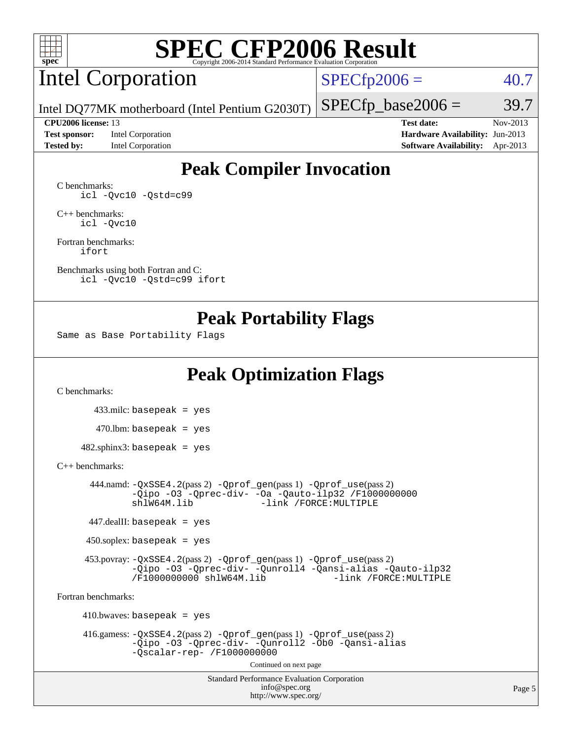# SPEC CFP2006 Result

Copyright 2006-2014 Standard Performance Evaluation Corporation

## Intel Corporation

Intel DQ77MK motherboard (Intel Pentium G2030T)

SPECfp2006 = 40.7

SPECfp_base2006 = 39.7

| | | | |
|---|---|---|---|
| **CPU2006 license:** 13 | | **Test date:** | Nov-2013 |
| **Test sponsor:** | Intel Corporation | **Hardware Availability:** | Jun-2013 |
| **Tested by:** | Intel Corporation | **Software Availability:** | Apr-2013 |

## Peak Compiler Invocation

C benchmarks:

```
icl -Qvc10 -Qstd=c99
```

C++ benchmarks:

```
icl -Qvc10
```

Fortran benchmarks:

```
ifort
```

Benchmarks using both Fortran and C:

```
icl -Qvc10 -Qstd=c99 ifort
```

## Peak Portability Flags

Same as Base Portability Flags

## Peak Optimization Flags

C benchmarks:

433.milc: `basepeak = yes`

470.lbm: `basepeak = yes`

482.sphinx3: `basepeak = yes`

C++ benchmarks:

444.namd: `-QxSSE4.2`(pass 2) `-Qprof_gen`(pass 1) `-Qprof_use`(pass 2) `-Qipo -O3 -Qprec-div- -Oa -Qauto-ilp32 /F1000000000 shlW64M.lib -link /FORCE:MULTIPLE`

447.dealII: `basepeak = yes`

450.soplex: `basepeak = yes`

453.povray: `-QxSSE4.2`(pass 2) `-Qprof_gen`(pass 1) `-Qprof_use`(pass 2) `-Qipo -O3 -Qprec-div- -Qunroll4 -Qansi-alias -Qauto-ilp32 /F1000000000 shlW64M.lib -link /FORCE:MULTIPLE`

Fortran benchmarks:

410.bwaves: `basepeak = yes`

416.gamess: `-QxSSE4.2`(pass 2) `-Qprof_gen`(pass 1) `-Qprof_use`(pass 2) `-Qipo -O3 -Qprec-div- -Qunroll2 -Ob0 -Qansi-alias -Qscalar-rep- /F1000000000`

Continued on next page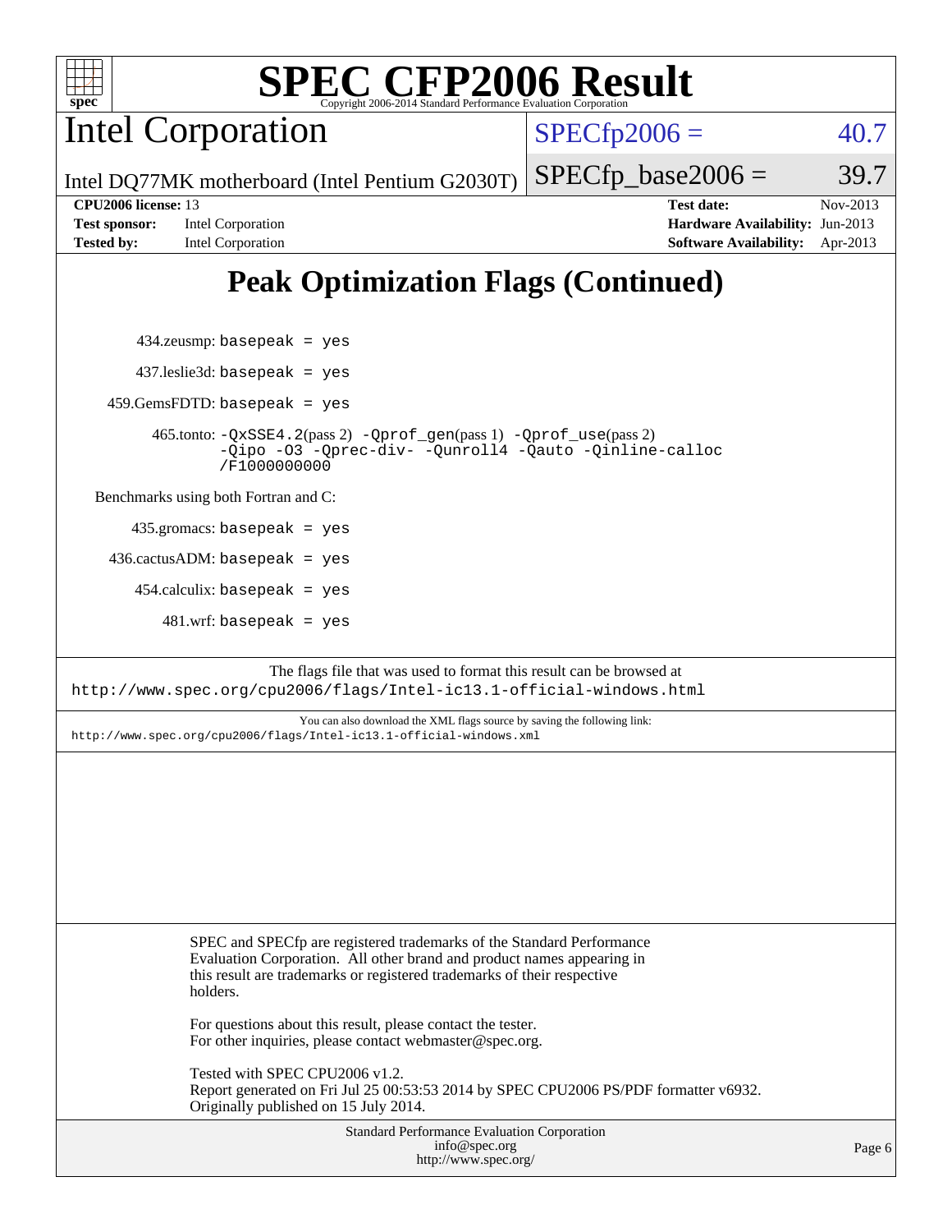# Intel Corporation

**SPECfp2006 = 40.7**

Intel DQ77MK motherboard (Intel Pentium G2030T)

**SPECfp_base2006 = 39.7**

| | | | |
|---|---|---|---|
| **CPU2006 license:** 13 | | **Test date:** | Nov-2013 |
| **Test sponsor:** | Intel Corporation | **Hardware Availability:** | Jun-2013 |
| **Tested by:** | Intel Corporation | **Software Availability:** | Apr-2013 |

## Peak Optimization Flags (Continued)

434.zeusmp: `basepeak = yes`

437.leslie3d: `basepeak = yes`

459.GemsFDTD: `basepeak = yes`

465.tonto: `-QxSSE4.2`(pass 2) `-Qprof_gen`(pass 1) `-Qprof_use`(pass 2) `-Qipo -O3 -Qprec-div- -Qunroll4 -Qauto -Qinline-calloc /F1000000000`

Benchmarks using both Fortran and C:

435.gromacs: `basepeak = yes`

436.cactusADM: `basepeak = yes`

454.calculix: `basepeak = yes`

481.wrf: `basepeak = yes`

The flags file that was used to format this result can be browsed at
`http://www.spec.org/cpu2006/flags/Intel-ic13.1-official-windows.html`

You can also download the XML flags source by saving the following link:
`http://www.spec.org/cpu2006/flags/Intel-ic13.1-official-windows.xml`

SPEC and SPECfp are registered trademarks of the Standard Performance Evaluation Corporation. All other brand and product names appearing in this result are trademarks or registered trademarks of their respective holders.

For questions about this result, please contact the tester.
For other inquiries, please contact webmaster@spec.org.

Tested with SPEC CPU2006 v1.2.
Report generated on Fri Jul 25 00:53:53 2014 by SPEC CPU2006 PS/PDF formatter v6932.
Originally published on 15 July 2014.